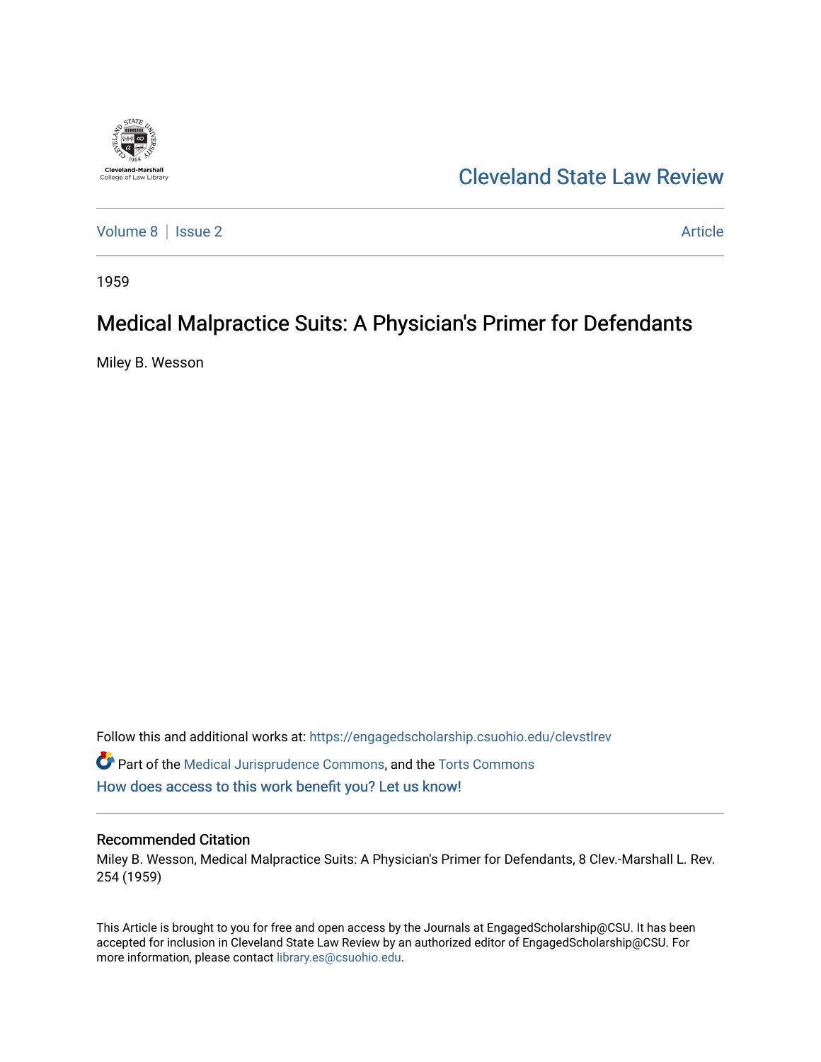Cleveland-Marshall College of Law Library

Cleveland State Law Review

Volume 8 | Issue 2 | Article

1959

# Medical Malpractice Suits: A Physician's Primer for Defendants

Miley B. Wesson

Follow this and additional works at: https://engagedscholarship.csuohio.edu/clevstlrev

Part of the Medical Jurisprudence Commons, and the Torts Commons

How does access to this work benefit you? Let us know!

## Recommended Citation

Miley B. Wesson, Medical Malpractice Suits: A Physician's Primer for Defendants, 8 Clev.-Marshall L. Rev. 254 (1959)

This Article is brought to you for free and open access by the Journals at EngagedScholarship@CSU. It has been accepted for inclusion in Cleveland State Law Review by an authorized editor of EngagedScholarship@CSU. For more information, please contact library.es@csuohio.edu.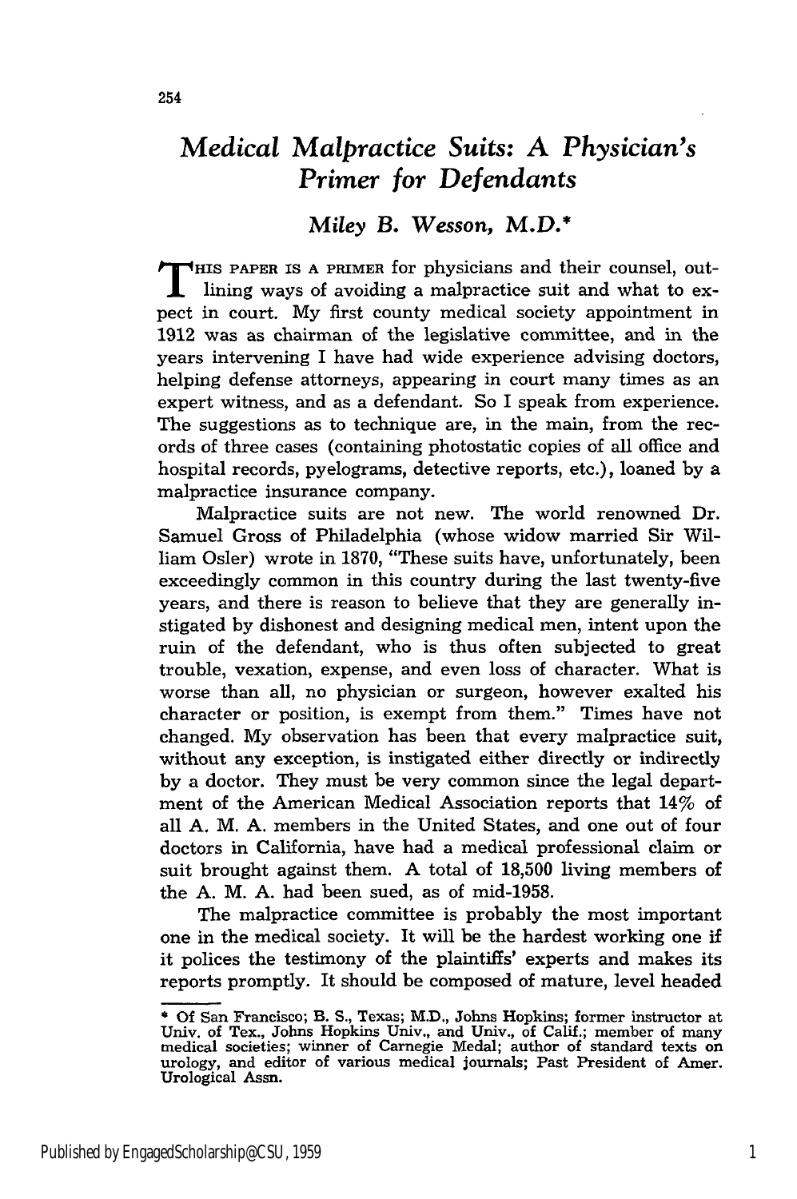# *Medical Malpractice Suits: A Physician's Primer for Defendants*

*Miley B. Wesson, M.D.*[*]

THIS PAPER IS A PRIMER for physicians and their counsel, outlining ways of avoiding a malpractice suit and what to expect in court. My first county medical society appointment in 1912 was as chairman of the legislative committee, and in the years intervening I have had wide experience advising doctors, helping defense attorneys, appearing in court many times as an expert witness, and as a defendant. So I speak from experience. The suggestions as to technique are, in the main, from the records of three cases (containing photostatic copies of all office and hospital records, pyelograms, detective reports, etc.), loaned by a malpractice insurance company.

Malpractice suits are not new. The world renowned Dr. Samuel Gross of Philadelphia (whose widow married Sir William Osler) wrote in 1870, "These suits have, unfortunately, been exceedingly common in this country during the last twenty-five years, and there is reason to believe that they are generally instigated by dishonest and designing medical men, intent upon the ruin of the defendant, who is thus often subjected to great trouble, vexation, expense, and even loss of character. What is worse than all, no physician or surgeon, however exalted his character or position, is exempt from them." Times have not changed. My observation has been that every malpractice suit, without any exception, is instigated either directly or indirectly by a doctor. They must be very common since the legal department of the American Medical Association reports that 14% of all A. M. A. members in the United States, and one out of four doctors in California, have had a medical professional claim or suit brought against them. A total of 18,500 living members of the A. M. A. had been sued, as of mid-1958.

The malpractice committee is probably the most important one in the medical society. It will be the hardest working one if it polices the testimony of the plaintiffs' experts and makes its reports promptly. It should be composed of mature, level headed

---

[*] Of San Francisco; B. S., Texas; M.D., Johns Hopkins; former instructor at Univ. of Tex., Johns Hopkins Univ., and Univ., of Calif.; member of many medical societies; winner of Carnegie Medal; author of standard texts on urology, and editor of various medical journals; Past President of Amer. Urological Assn.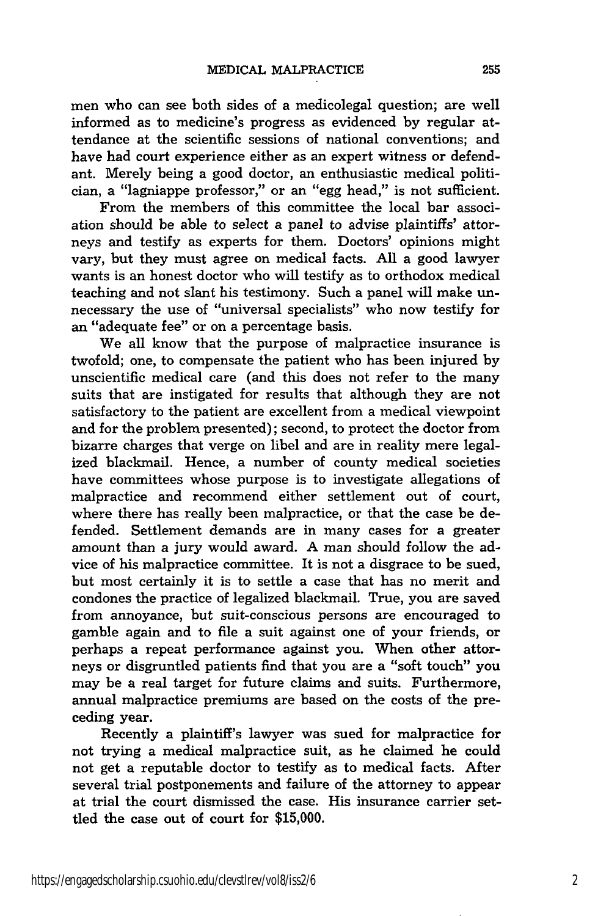men who can see both sides of a medicolegal question; are well informed as to medicine's progress as evidenced by regular attendance at the scientific sessions of national conventions; and have had court experience either as an expert witness or defendant. Merely being a good doctor, an enthusiastic medical politician, a "lagniappe professor," or an "egg head," is not sufficient.

From the members of this committee the local bar association should be able to select a panel to advise plaintiffs' attorneys and testify as experts for them. Doctors' opinions might vary, but they must agree on medical facts. All a good lawyer wants is an honest doctor who will testify as to orthodox medical teaching and not slant his testimony. Such a panel will make unnecessary the use of "universal specialists" who now testify for an "adequate fee" or on a percentage basis.

We all know that the purpose of malpractice insurance is twofold; one, to compensate the patient who has been injured by unscientific medical care (and this does not refer to the many suits that are instigated for results that although they are not satisfactory to the patient are excellent from a medical viewpoint and for the problem presented); second, to protect the doctor from bizarre charges that verge on libel and are in reality mere legalized blackmail. Hence, a number of county medical societies have committees whose purpose is to investigate allegations of malpractice and recommend either settlement out of court, where there has really been malpractice, or that the case be defended. Settlement demands are in many cases for a greater amount than a jury would award. A man should follow the advice of his malpractice committee. It is not a disgrace to be sued, but most certainly it is to settle a case that has no merit and condones the practice of legalized blackmail. True, you are saved from annoyance, but suit-conscious persons are encouraged to gamble again and to file a suit against one of your friends, or perhaps a repeat performance against you. When other attorneys or disgruntled patients find that you are a "soft touch" you may be a real target for future claims and suits. Furthermore, annual malpractice premiums are based on the costs of the preceding year.

Recently a plaintiff's lawyer was sued for malpractice for not trying a medical malpractice suit, as he claimed he could not get a reputable doctor to testify as to medical facts. After several trial postponements and failure of the attorney to appear at trial the court dismissed the case. His insurance carrier settled the case out of court for $15,000.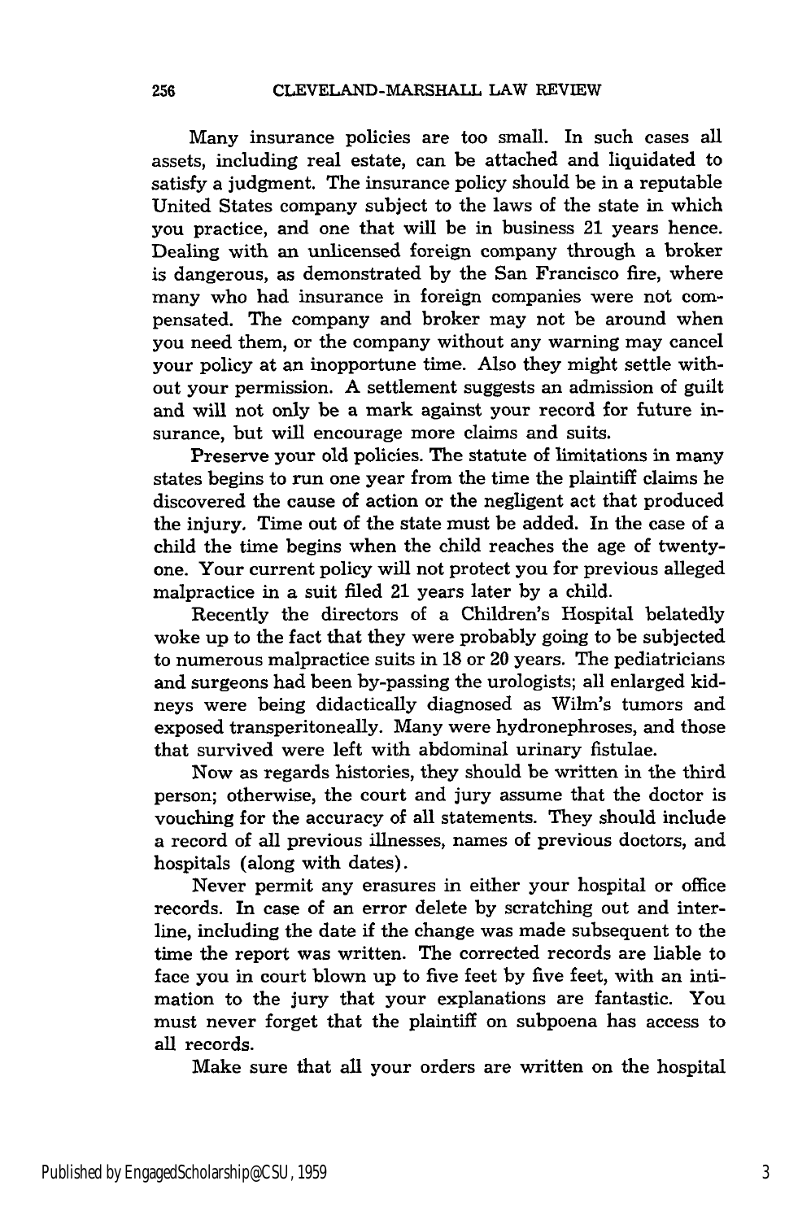Many insurance policies are too small. In such cases all assets, including real estate, can be attached and liquidated to satisfy a judgment. The insurance policy should be in a reputable United States company subject to the laws of the state in which you practice, and one that will be in business 21 years hence. Dealing with an unlicensed foreign company through a broker is dangerous, as demonstrated by the San Francisco fire, where many who had insurance in foreign companies were not compensated. The company and broker may not be around when you need them, or the company without any warning may cancel your policy at an inopportune time. Also they might settle without your permission. A settlement suggests an admission of guilt and will not only be a mark against your record for future insurance, but will encourage more claims and suits.

Preserve your old policies. The statute of limitations in many states begins to run one year from the time the plaintiff claims he discovered the cause of action or the negligent act that produced the injury. Time out of the state must be added. In the case of a child the time begins when the child reaches the age of twenty-one. Your current policy will not protect you for previous alleged malpractice in a suit filed 21 years later by a child.

Recently the directors of a Children's Hospital belatedly woke up to the fact that they were probably going to be subjected to numerous malpractice suits in 18 or 20 years. The pediatricians and surgeons had been by-passing the urologists; all enlarged kidneys were being didactically diagnosed as Wilm's tumors and exposed transperitoneally. Many were hydronephroses, and those that survived were left with abdominal urinary fistulae.

Now as regards histories, they should be written in the third person; otherwise, the court and jury assume that the doctor is vouching for the accuracy of all statements. They should include a record of all previous illnesses, names of previous doctors, and hospitals (along with dates).

Never permit any erasures in either your hospital or office records. In case of an error delete by scratching out and interline, including the date if the change was made subsequent to the time the report was written. The corrected records are liable to face you in court blown up to five feet by five feet, with an intimation to the jury that your explanations are fantastic. You must never forget that the plaintiff on subpoena has access to all records.

Make sure that all your orders are written on the hospital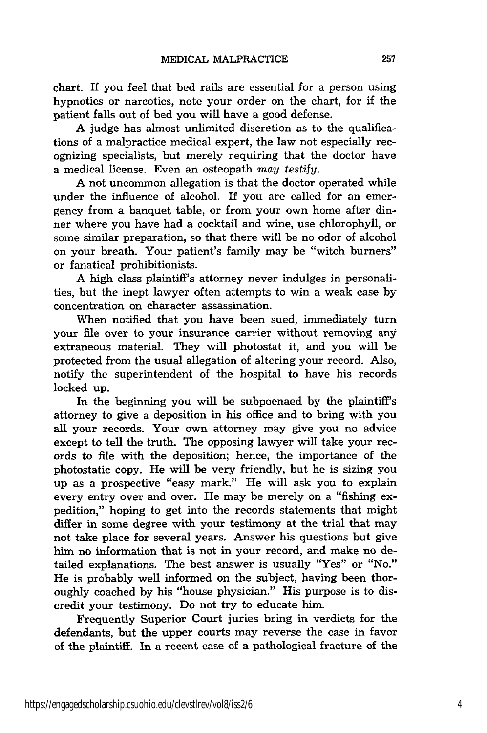chart. If you feel that bed rails are essential for a person using hypnotics or narcotics, note your order on the chart, for if the patient falls out of bed you will have a good defense.

A judge has almost unlimited discretion as to the qualifications of a malpractice medical expert, the law not especially recognizing specialists, but merely requiring that the doctor have a medical license. Even an osteopath *may testify*.

A not uncommon allegation is that the doctor operated while under the influence of alcohol. If you are called for an emergency from a banquet table, or from your own home after dinner where you have had a cocktail and wine, use chlorophyll, or some similar preparation, so that there will be no odor of alcohol on your breath. Your patient's family may be "witch burners" or fanatical prohibitionists.

A high class plaintiff's attorney never indulges in personalities, but the inept lawyer often attempts to win a weak case by concentration on character assassination.

When notified that you have been sued, immediately turn your file over to your insurance carrier without removing any extraneous material. They will photostat it, and you will be protected from the usual allegation of altering your record. Also, notify the superintendent of the hospital to have his records locked up.

In the beginning you will be subpoenaed by the plaintiff's attorney to give a deposition in his office and to bring with you all your records. Your own attorney may give you no advice except to tell the truth. The opposing lawyer will take your records to file with the deposition; hence, the importance of the photostatic copy. He will be very friendly, but he is sizing you up as a prospective "easy mark." He will ask you to explain every entry over and over. He may be merely on a "fishing expedition," hoping to get into the records statements that might differ in some degree with your testimony at the trial that may not take place for several years. Answer his questions but give him no information that is not in your record, and make no detailed explanations. The best answer is usually "Yes" or "No." He is probably well informed on the subject, having been thoroughly coached by his "house physician." His purpose is to discredit your testimony. Do not try to educate him.

Frequently Superior Court juries bring in verdicts for the defendants, but the upper courts may reverse the case in favor of the plaintiff. In a recent case of a pathological fracture of the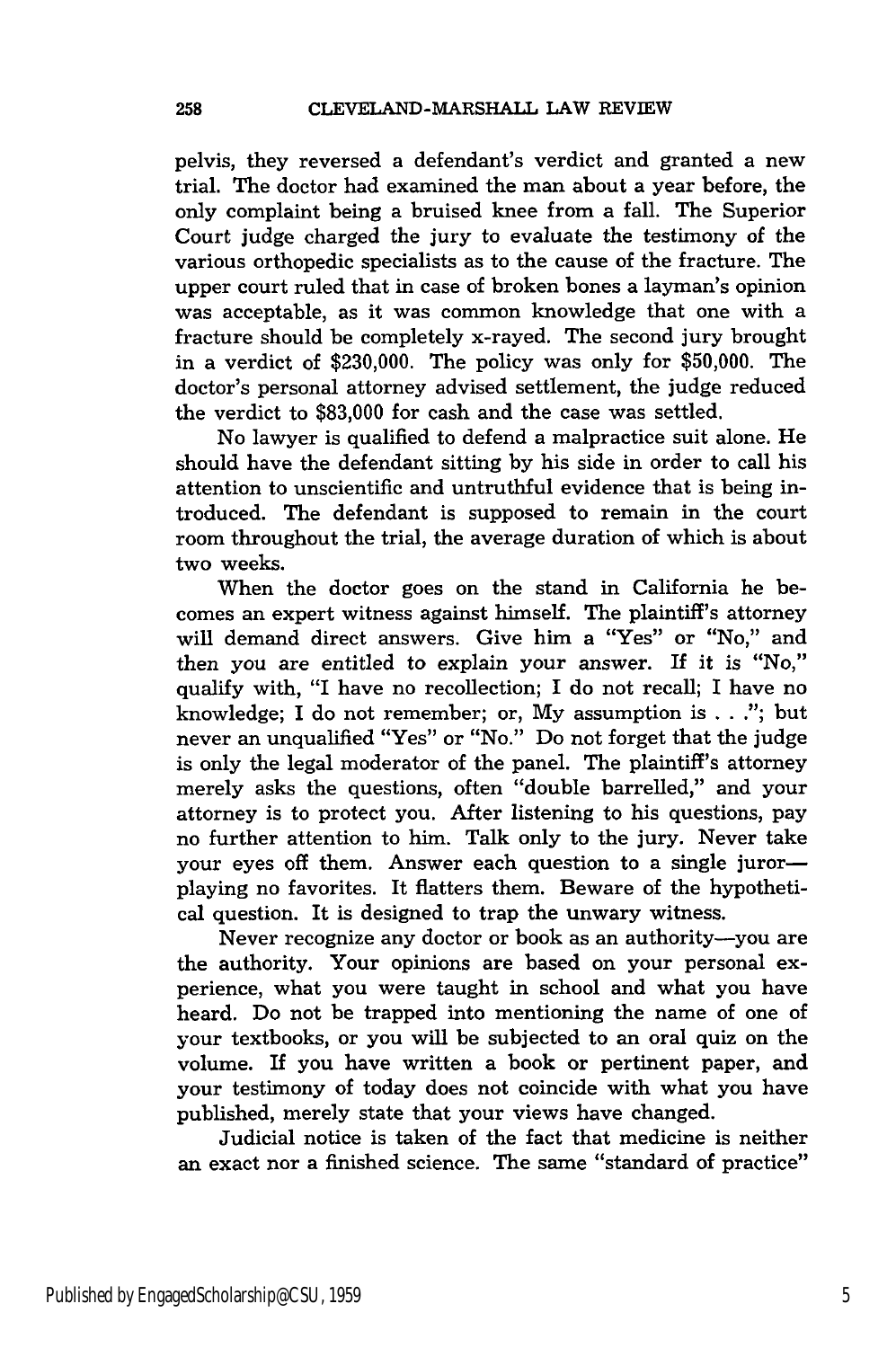pelvis, they reversed a defendant's verdict and granted a new trial. The doctor had examined the man about a year before, the only complaint being a bruised knee from a fall. The Superior Court judge charged the jury to evaluate the testimony of the various orthopedic specialists as to the cause of the fracture. The upper court ruled that in case of broken bones a layman's opinion was acceptable, as it was common knowledge that one with a fracture should be completely x-rayed. The second jury brought in a verdict of $230,000. The policy was only for $50,000. The doctor's personal attorney advised settlement, the judge reduced the verdict to $83,000 for cash and the case was settled.

No lawyer is qualified to defend a malpractice suit alone. He should have the defendant sitting by his side in order to call his attention to unscientific and untruthful evidence that is being introduced. The defendant is supposed to remain in the court room throughout the trial, the average duration of which is about two weeks.

When the doctor goes on the stand in California he becomes an expert witness against himself. The plaintiff's attorney will demand direct answers. Give him a "Yes" or "No," and then you are entitled to explain your answer. If it is "No," qualify with, "I have no recollection; I do not recall; I have no knowledge; I do not remember; or, My assumption is . . ."; but never an unqualified "Yes" or "No." Do not forget that the judge is only the legal moderator of the panel. The plaintiff's attorney merely asks the questions, often "double barrelled," and your attorney is to protect you. After listening to his questions, pay no further attention to him. Talk only to the jury. Never take your eyes off them. Answer each question to a single juror—playing no favorites. It flatters them. Beware of the hypothetical question. It is designed to trap the unwary witness.

Never recognize any doctor or book as an authority—you are the authority. Your opinions are based on your personal experience, what you were taught in school and what you have heard. Do not be trapped into mentioning the name of one of your textbooks, or you will be subjected to an oral quiz on the volume. If you have written a book or pertinent paper, and your testimony of today does not coincide with what you have published, merely state that your views have changed.

Judicial notice is taken of the fact that medicine is neither an exact nor a finished science. The same "standard of practice"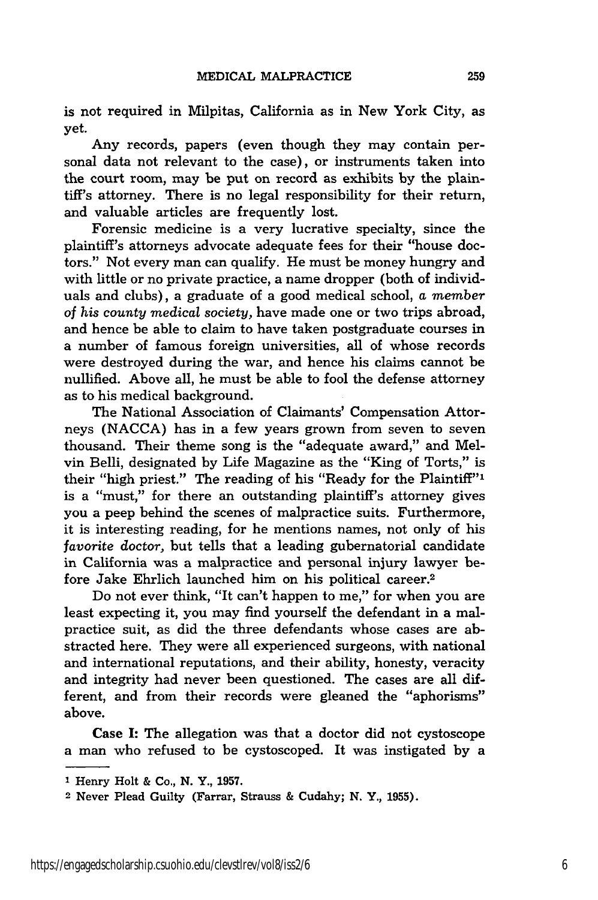is not required in Milpitas, California as in New York City, as yet.

Any records, papers (even though they may contain personal data not relevant to the case), or instruments taken into the court room, may be put on record as exhibits by the plaintiff's attorney. There is no legal responsibility for their return, and valuable articles are frequently lost.

Forensic medicine is a very lucrative specialty, since the plaintiff's attorneys advocate adequate fees for their "house doctors." Not every man can qualify. He must be money hungry and with little or no private practice, a name dropper (both of individuals and clubs), a graduate of a good medical school, *a member of his county medical society,* have made one or two trips abroad, and hence be able to claim to have taken postgraduate courses in a number of famous foreign universities, all of whose records were destroyed during the war, and hence his claims cannot be nullified. Above all, he must be able to fool the defense attorney as to his medical background.

The National Association of Claimants' Compensation Attorneys (NACCA) has in a few years grown from seven to seven thousand. Their theme song is the "adequate award," and Melvin Belli, designated by Life Magazine as the "King of Torts," is their "high priest." The reading of his "Ready for the Plaintiff"[1] is a "must," for there an outstanding plaintiff's attorney gives you a peep behind the scenes of malpractice suits. Furthermore, it is interesting reading, for he mentions names, not only of his *favorite doctor,* but tells that a leading gubernatorial candidate in California was a malpractice and personal injury lawyer before Jake Ehrlich launched him on his political career.[2]

Do not ever think, "It can't happen to me," for when you are least expecting it, you may find yourself the defendant in a malpractice suit, as did the three defendants whose cases are abstracted here. They were all experienced surgeons, with national and international reputations, and their ability, honesty, veracity and integrity had never been questioned. The cases are all different, and from their records were gleaned the "aphorisms" above.

**Case I:** The allegation was that a doctor did not cystoscope a man who refused to be cystoscoped. It was instigated by a

---

[1] Henry Holt & Co., N. Y., 1957.

[2] Never Plead Guilty (Farrar, Strauss & Cudahy; N. Y., 1955).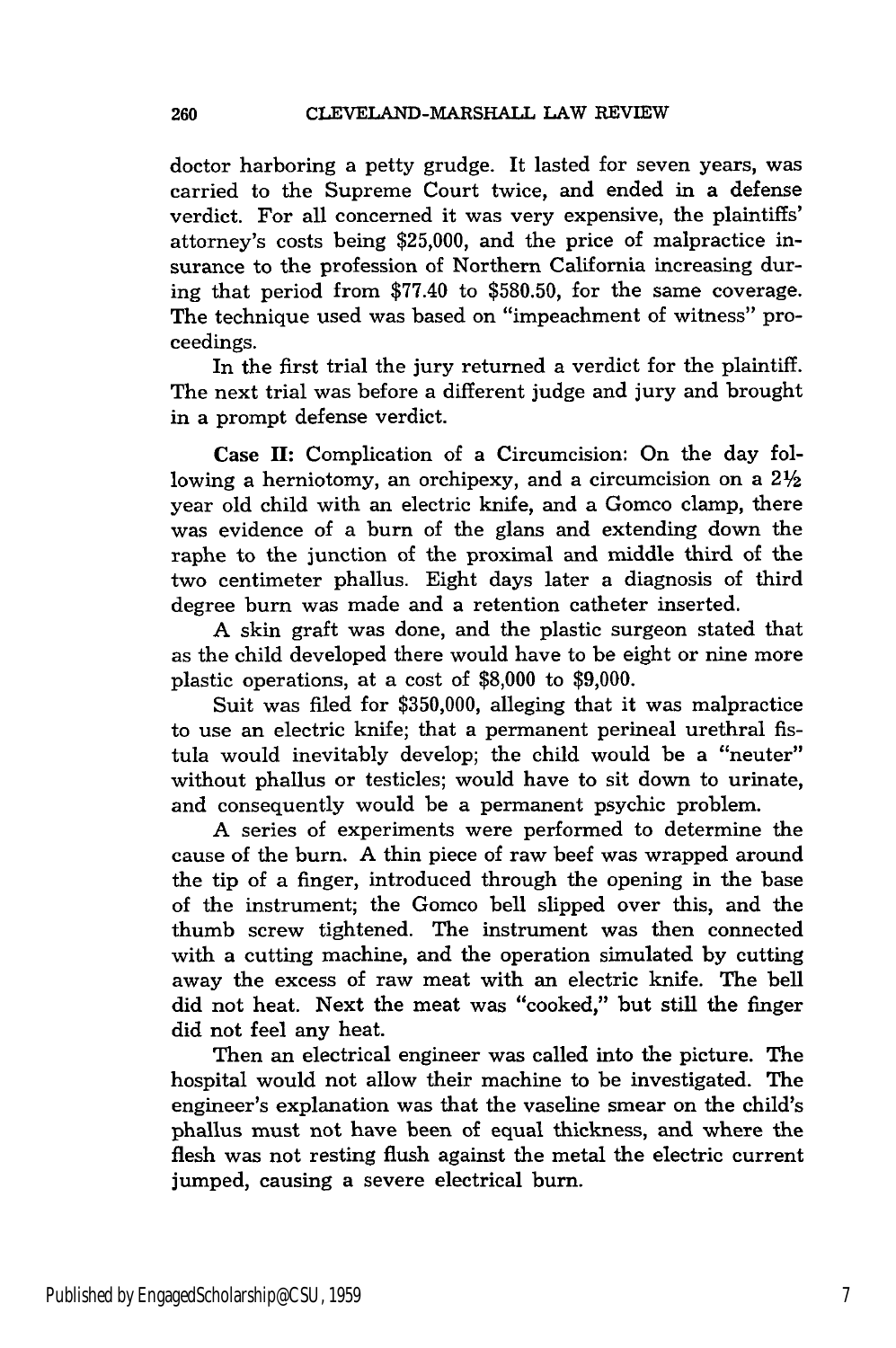doctor harboring a petty grudge. It lasted for seven years, was carried to the Supreme Court twice, and ended in a defense verdict. For all concerned it was very expensive, the plaintiffs' attorney's costs being $25,000, and the price of malpractice insurance to the profession of Northern California increasing during that period from $77.40 to $580.50, for the same coverage. The technique used was based on "impeachment of witness" proceedings.

In the first trial the jury returned a verdict for the plaintiff. The next trial was before a different judge and jury and brought in a prompt defense verdict.

**Case II:** Complication of a Circumcision: On the day following a herniotomy, an orchipexy, and a circumcision on a 2½ year old child with an electric knife, and a Gomco clamp, there was evidence of a burn of the glans and extending down the raphe to the junction of the proximal and middle third of the two centimeter phallus. Eight days later a diagnosis of third degree burn was made and a retention catheter inserted.

A skin graft was done, and the plastic surgeon stated that as the child developed there would have to be eight or nine more plastic operations, at a cost of $8,000 to $9,000.

Suit was filed for $350,000, alleging that it was malpractice to use an electric knife; that a permanent perineal urethral fistula would inevitably develop; the child would be a "neuter" without phallus or testicles; would have to sit down to urinate, and consequently would be a permanent psychic problem.

A series of experiments were performed to determine the cause of the burn. A thin piece of raw beef was wrapped around the tip of a finger, introduced through the opening in the base of the instrument; the Gomco bell slipped over this, and the thumb screw tightened. The instrument was then connected with a cutting machine, and the operation simulated by cutting away the excess of raw meat with an electric knife. The bell did not heat. Next the meat was "cooked," but still the finger did not feel any heat.

Then an electrical engineer was called into the picture. The hospital would not allow their machine to be investigated. The engineer's explanation was that the vaseline smear on the child's phallus must not have been of equal thickness, and where the flesh was not resting flush against the metal the electric current jumped, causing a severe electrical burn.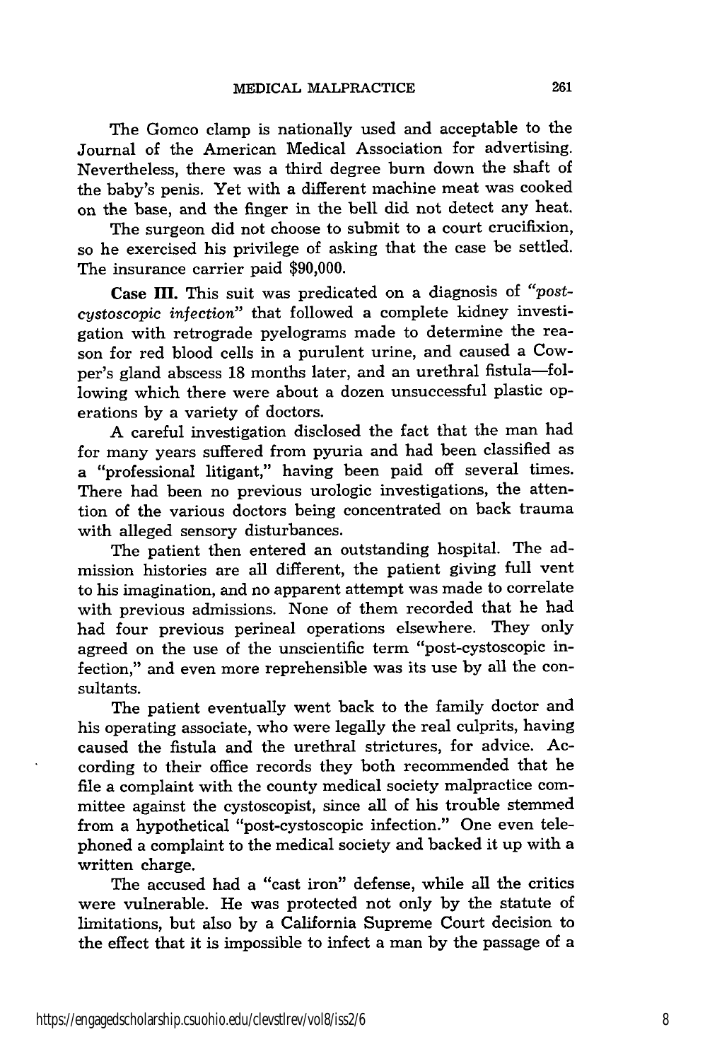The Gomco clamp is nationally used and acceptable to the Journal of the American Medical Association for advertising. Nevertheless, there was a third degree burn down the shaft of the baby's penis. Yet with a different machine meat was cooked on the base, and the finger in the bell did not detect any heat.

The surgeon did not choose to submit to a court crucifixion, so he exercised his privilege of asking that the case be settled. The insurance carrier paid $90,000.

**Case III.** This suit was predicated on a diagnosis of *"post-cystoscopic infection"* that followed a complete kidney investigation with retrograde pyelograms made to determine the reason for red blood cells in a purulent urine, and caused a Cowper's gland abscess 18 months later, and an urethral fistula—following which there were about a dozen unsuccessful plastic operations by a variety of doctors.

A careful investigation disclosed the fact that the man had for many years suffered from pyuria and had been classified as a "professional litigant," having been paid off several times. There had been no previous urologic investigations, the attention of the various doctors being concentrated on back trauma with alleged sensory disturbances.

The patient then entered an outstanding hospital. The admission histories are all different, the patient giving full vent to his imagination, and no apparent attempt was made to correlate with previous admissions. None of them recorded that he had had four previous perineal operations elsewhere. They only agreed on the use of the unscientific term "post-cystoscopic infection," and even more reprehensible was its use by all the consultants.

The patient eventually went back to the family doctor and his operating associate, who were legally the real culprits, having caused the fistula and the urethral strictures, for advice. According to their office records they both recommended that he file a complaint with the county medical society malpractice committee against the cystoscopist, since all of his trouble stemmed from a hypothetical "post-cystoscopic infection." One even telephoned a complaint to the medical society and backed it up with a written charge.

The accused had a "cast iron" defense, while all the critics were vulnerable. He was protected not only by the statute of limitations, but also by a California Supreme Court decision to the effect that it is impossible to infect a man by the passage of a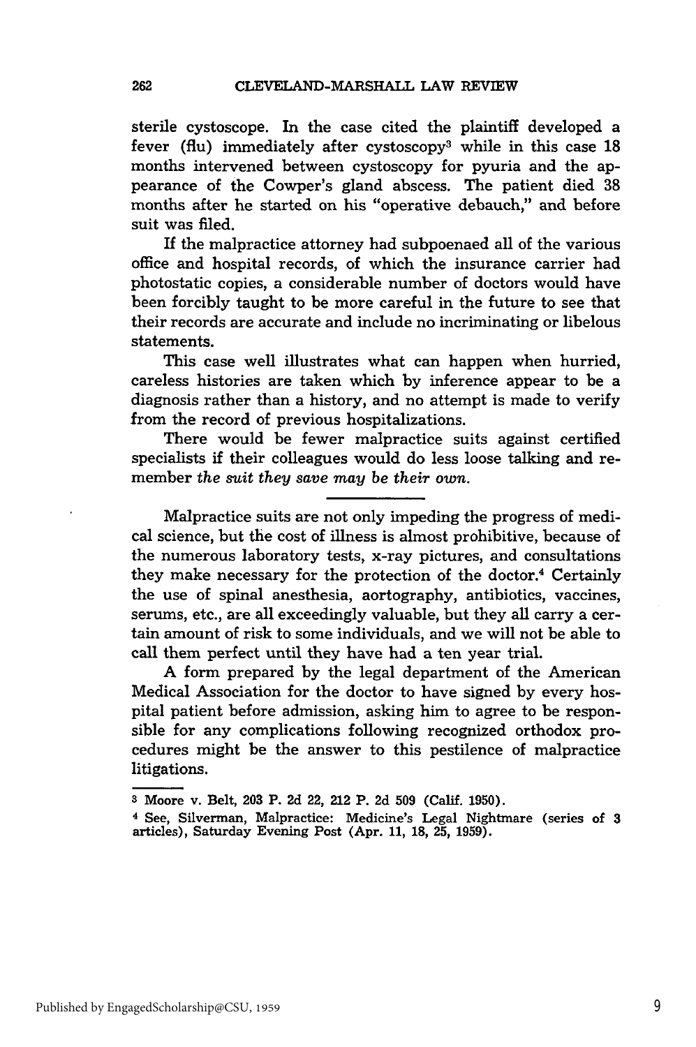sterile cystoscope. In the case cited the plaintiff developed a fever (flu) immediately after cystoscopy[3] while in this case 18 months intervened between cystoscopy for pyuria and the appearance of the Cowper's gland abscess. The patient died 38 months after he started on his "operative debauch," and before suit was filed.

If the malpractice attorney had subpoenaed all of the various office and hospital records, of which the insurance carrier had photostatic copies, a considerable number of doctors would have been forcibly taught to be more careful in the future to see that their records are accurate and include no incriminating or libelous statements.

This case well illustrates what can happen when hurried, careless histories are taken which by inference appear to be a diagnosis rather than a history, and no attempt is made to verify from the record of previous hospitalizations.

There would be fewer malpractice suits against certified specialists if their colleagues would do less loose talking and remember *the suit they save may be their own.*

---

Malpractice suits are not only impeding the progress of medical science, but the cost of illness is almost prohibitive, because of the numerous laboratory tests, x-ray pictures, and consultations they make necessary for the protection of the doctor.[4] Certainly the use of spinal anesthesia, aortography, antibiotics, vaccines, serums, etc., are all exceedingly valuable, but they all carry a certain amount of risk to some individuals, and we will not be able to call them perfect until they have had a ten year trial.

A form prepared by the legal department of the American Medical Association for the doctor to have signed by every hospital patient before admission, asking him to agree to be responsible for any complications following recognized orthodox procedures might be the answer to this pestilence of malpractice litigations.

---

[3] Moore v. Belt, 203 P. 2d 22, 212 P. 2d 509 (Calif. 1950).

[4] See, Silverman, Malpractice: Medicine's Legal Nightmare (series of 3 articles), Saturday Evening Post (Apr. 11, 18, 25, 1959).